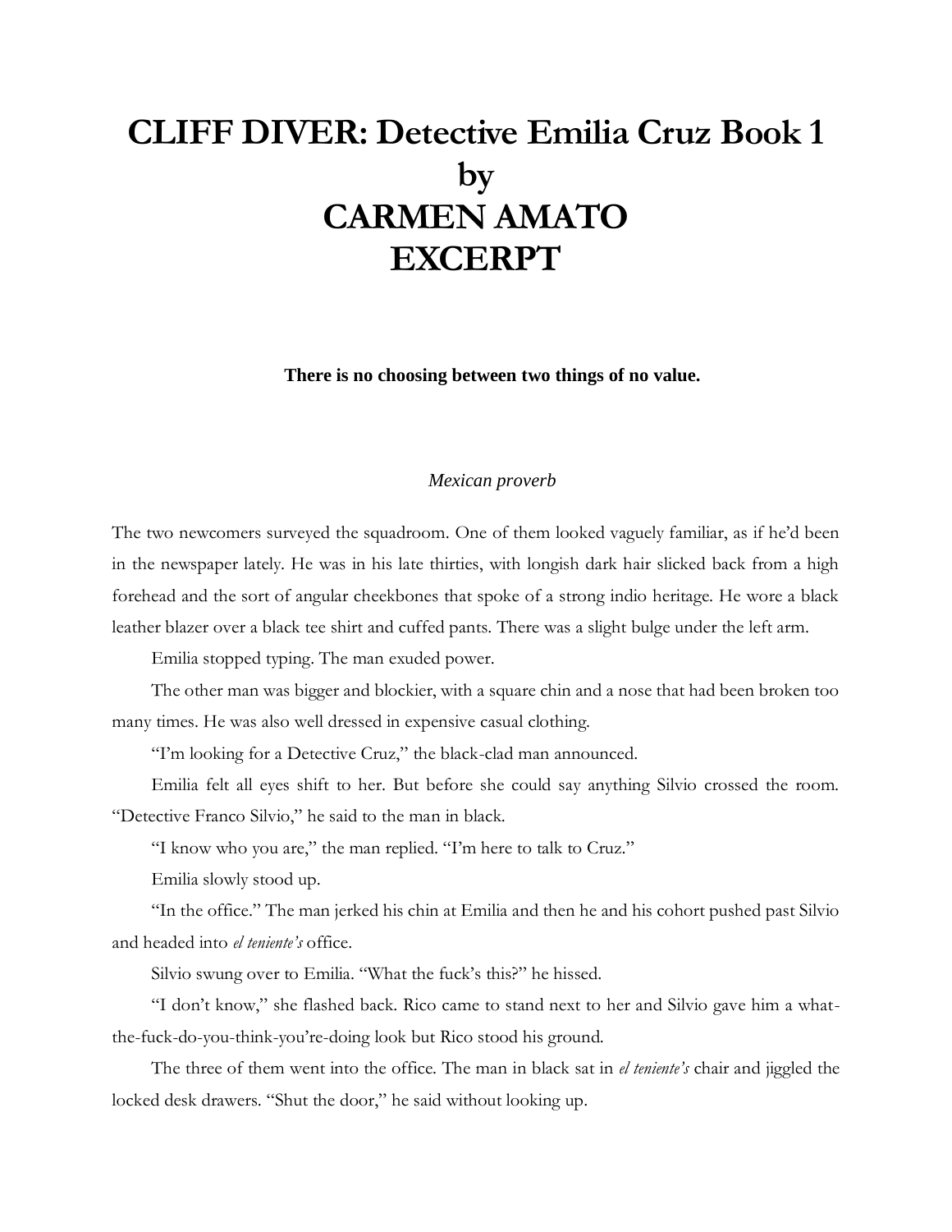# CLIFF DIVER: Detective Emilia Cruz Book 1
# by
# CARMEN AMATO
# EXCERPT

**There is no choosing between two things of no value.**

*Mexican proverb*

The two newcomers surveyed the squadroom. One of them looked vaguely familiar, as if he'd been in the newspaper lately. He was in his late thirties, with longish dark hair slicked back from a high forehead and the sort of angular cheekbones that spoke of a strong indio heritage. He wore a black leather blazer over a black tee shirt and cuffed pants. There was a slight bulge under the left arm.

Emilia stopped typing. The man exuded power.

The other man was bigger and blockier, with a square chin and a nose that had been broken too many times. He was also well dressed in expensive casual clothing.

"I'm looking for a Detective Cruz," the black-clad man announced.

Emilia felt all eyes shift to her. But before she could say anything Silvio crossed the room. "Detective Franco Silvio," he said to the man in black.

"I know who you are," the man replied. "I'm here to talk to Cruz."

Emilia slowly stood up.

"In the office." The man jerked his chin at Emilia and then he and his cohort pushed past Silvio and headed into *el teniente's* office.

Silvio swung over to Emilia. "What the fuck's this?" he hissed.

"I don't know," she flashed back. Rico came to stand next to her and Silvio gave him a what-the-fuck-do-you-think-you're-doing look but Rico stood his ground.

The three of them went into the office. The man in black sat in *el teniente's* chair and jiggled the locked desk drawers. "Shut the door," he said without looking up.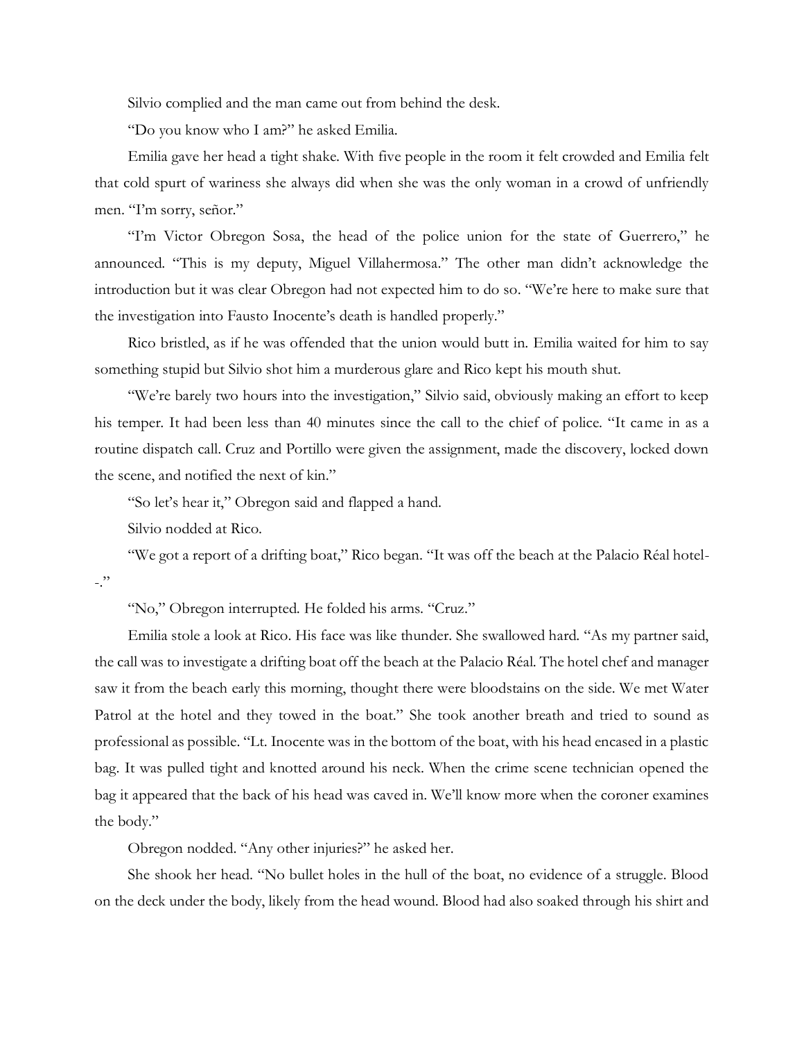Silvio complied and the man came out from behind the desk.

"Do you know who I am?" he asked Emilia.

Emilia gave her head a tight shake. With five people in the room it felt crowded and Emilia felt that cold spurt of wariness she always did when she was the only woman in a crowd of unfriendly men. "I'm sorry, señor."

"I'm Victor Obregon Sosa, the head of the police union for the state of Guerrero," he announced. "This is my deputy, Miguel Villahermosa." The other man didn't acknowledge the introduction but it was clear Obregon had not expected him to do so. "We're here to make sure that the investigation into Fausto Inocente's death is handled properly."

Rico bristled, as if he was offended that the union would butt in. Emilia waited for him to say something stupid but Silvio shot him a murderous glare and Rico kept his mouth shut.

"We're barely two hours into the investigation," Silvio said, obviously making an effort to keep his temper. It had been less than 40 minutes since the call to the chief of police. "It came in as a routine dispatch call. Cruz and Portillo were given the assignment, made the discovery, locked down the scene, and notified the next of kin."

"So let's hear it," Obregon said and flapped a hand.

Silvio nodded at Rico.

"We got a report of a drifting boat," Rico began. "It was off the beach at the Palacio Réal hotel--."

"No," Obregon interrupted. He folded his arms. "Cruz."

Emilia stole a look at Rico. His face was like thunder. She swallowed hard. "As my partner said, the call was to investigate a drifting boat off the beach at the Palacio Réal. The hotel chef and manager saw it from the beach early this morning, thought there were bloodstains on the side. We met Water Patrol at the hotel and they towed in the boat." She took another breath and tried to sound as professional as possible. "Lt. Inocente was in the bottom of the boat, with his head encased in a plastic bag. It was pulled tight and knotted around his neck. When the crime scene technician opened the bag it appeared that the back of his head was caved in. We'll know more when the coroner examines the body."

Obregon nodded. "Any other injuries?" he asked her.

She shook her head. "No bullet holes in the hull of the boat, no evidence of a struggle. Blood on the deck under the body, likely from the head wound. Blood had also soaked through his shirt and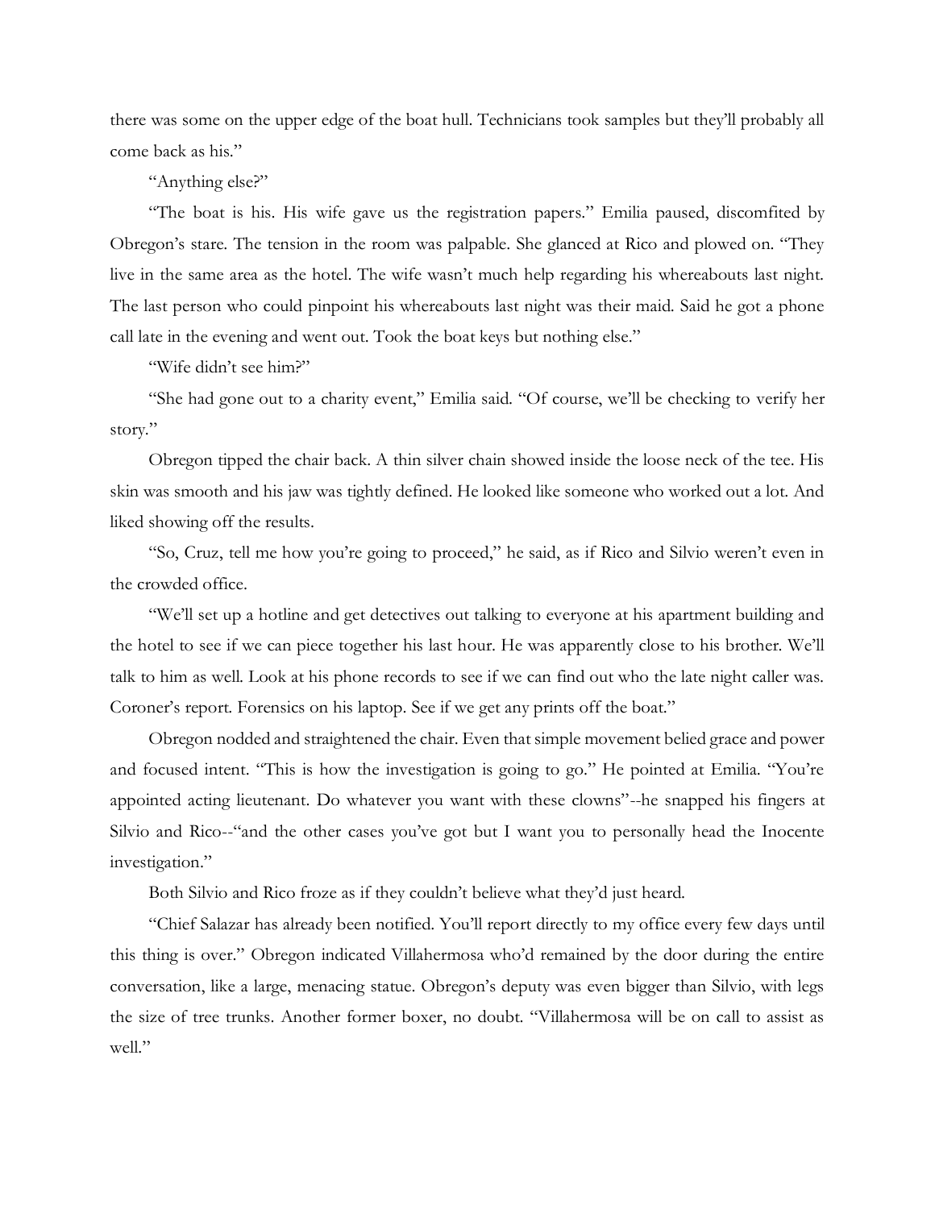there was some on the upper edge of the boat hull. Technicians took samples but they'll probably all come back as his."

"Anything else?"

"The boat is his. His wife gave us the registration papers." Emilia paused, discomfited by Obregon's stare. The tension in the room was palpable. She glanced at Rico and plowed on. "They live in the same area as the hotel. The wife wasn't much help regarding his whereabouts last night. The last person who could pinpoint his whereabouts last night was their maid. Said he got a phone call late in the evening and went out. Took the boat keys but nothing else."

"Wife didn't see him?"

"She had gone out to a charity event," Emilia said. "Of course, we'll be checking to verify her story."

Obregon tipped the chair back. A thin silver chain showed inside the loose neck of the tee. His skin was smooth and his jaw was tightly defined. He looked like someone who worked out a lot. And liked showing off the results.

"So, Cruz, tell me how you're going to proceed," he said, as if Rico and Silvio weren't even in the crowded office.

"We'll set up a hotline and get detectives out talking to everyone at his apartment building and the hotel to see if we can piece together his last hour. He was apparently close to his brother. We'll talk to him as well. Look at his phone records to see if we can find out who the late night caller was. Coroner's report. Forensics on his laptop. See if we get any prints off the boat."

Obregon nodded and straightened the chair. Even that simple movement belied grace and power and focused intent. "This is how the investigation is going to go." He pointed at Emilia. "You're appointed acting lieutenant. Do whatever you want with these clowns"--he snapped his fingers at Silvio and Rico--"and the other cases you've got but I want you to personally head the Inocente investigation."

Both Silvio and Rico froze as if they couldn't believe what they'd just heard.

"Chief Salazar has already been notified. You'll report directly to my office every few days until this thing is over." Obregon indicated Villahermosa who'd remained by the door during the entire conversation, like a large, menacing statue. Obregon's deputy was even bigger than Silvio, with legs the size of tree trunks. Another former boxer, no doubt. "Villahermosa will be on call to assist as well."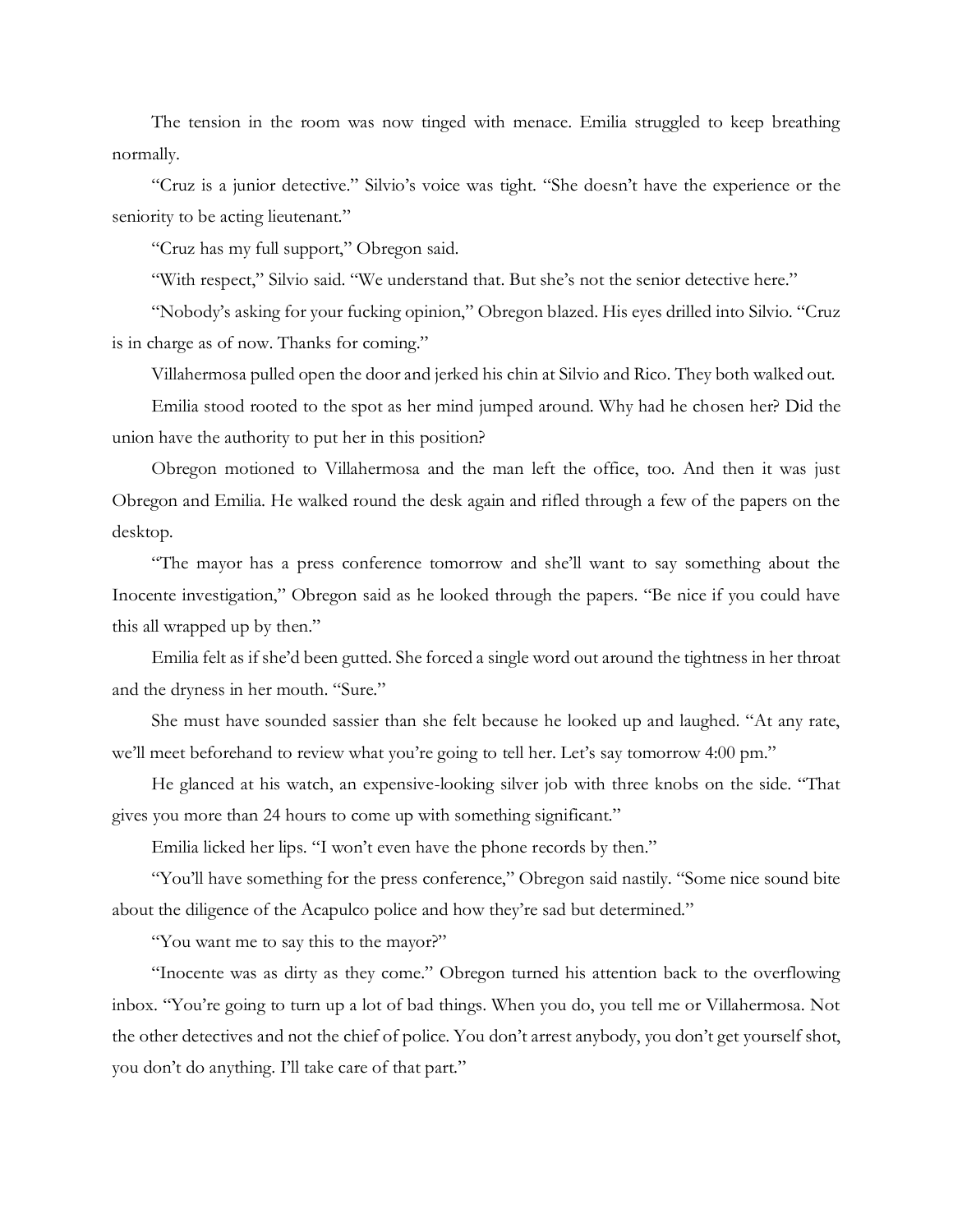The tension in the room was now tinged with menace. Emilia struggled to keep breathing normally.

"Cruz is a junior detective." Silvio's voice was tight. "She doesn't have the experience or the seniority to be acting lieutenant."

"Cruz has my full support," Obregon said.

"With respect," Silvio said. "We understand that. But she's not the senior detective here."

"Nobody's asking for your fucking opinion," Obregon blazed. His eyes drilled into Silvio. "Cruz is in charge as of now. Thanks for coming."

Villahermosa pulled open the door and jerked his chin at Silvio and Rico. They both walked out.

Emilia stood rooted to the spot as her mind jumped around. Why had he chosen her? Did the union have the authority to put her in this position?

Obregon motioned to Villahermosa and the man left the office, too. And then it was just Obregon and Emilia. He walked round the desk again and rifled through a few of the papers on the desktop.

"The mayor has a press conference tomorrow and she'll want to say something about the Inocente investigation," Obregon said as he looked through the papers. "Be nice if you could have this all wrapped up by then."

Emilia felt as if she'd been gutted. She forced a single word out around the tightness in her throat and the dryness in her mouth. "Sure."

She must have sounded sassier than she felt because he looked up and laughed. "At any rate, we'll meet beforehand to review what you're going to tell her. Let's say tomorrow 4:00 pm."

He glanced at his watch, an expensive-looking silver job with three knobs on the side. "That gives you more than 24 hours to come up with something significant."

Emilia licked her lips. "I won't even have the phone records by then."

"You'll have something for the press conference," Obregon said nastily. "Some nice sound bite about the diligence of the Acapulco police and how they're sad but determined."

"You want me to say this to the mayor?"

"Inocente was as dirty as they come." Obregon turned his attention back to the overflowing inbox. "You're going to turn up a lot of bad things. When you do, you tell me or Villahermosa. Not the other detectives and not the chief of police. You don't arrest anybody, you don't get yourself shot, you don't do anything. I'll take care of that part."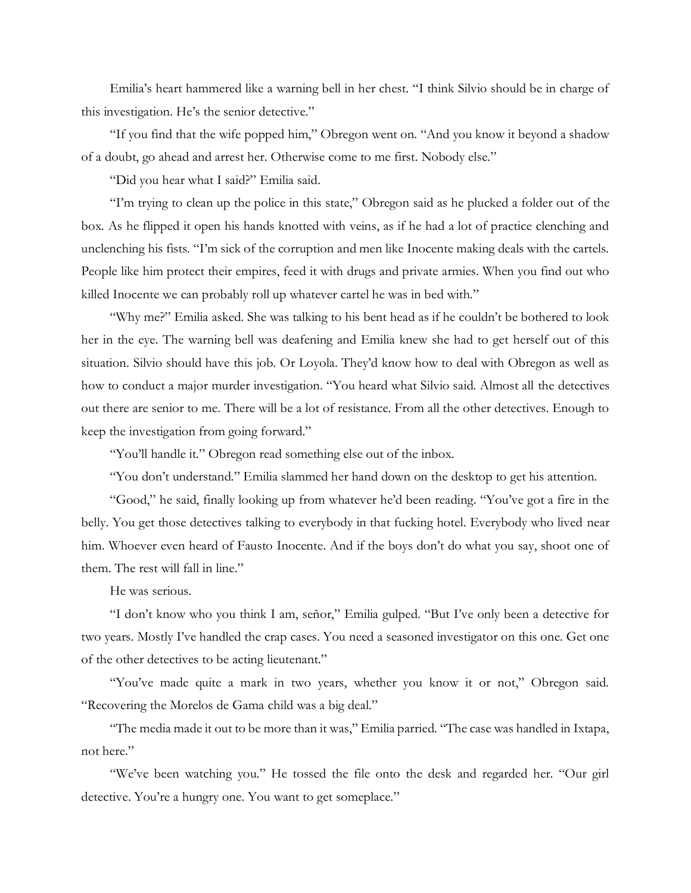Emilia's heart hammered like a warning bell in her chest. "I think Silvio should be in charge of this investigation. He's the senior detective."

"If you find that the wife popped him," Obregon went on. "And you know it beyond a shadow of a doubt, go ahead and arrest her. Otherwise come to me first. Nobody else."

"Did you hear what I said?" Emilia said.

"I'm trying to clean up the police in this state," Obregon said as he plucked a folder out of the box. As he flipped it open his hands knotted with veins, as if he had a lot of practice clenching and unclenching his fists. "I'm sick of the corruption and men like Inocente making deals with the cartels. People like him protect their empires, feed it with drugs and private armies. When you find out who killed Inocente we can probably roll up whatever cartel he was in bed with."

"Why me?" Emilia asked. She was talking to his bent head as if he couldn't be bothered to look her in the eye. The warning bell was deafening and Emilia knew she had to get herself out of this situation. Silvio should have this job. Or Loyola. They'd know how to deal with Obregon as well as how to conduct a major murder investigation. "You heard what Silvio said. Almost all the detectives out there are senior to me. There will be a lot of resistance. From all the other detectives. Enough to keep the investigation from going forward."

"You'll handle it." Obregon read something else out of the inbox.

"You don't understand." Emilia slammed her hand down on the desktop to get his attention.

"Good," he said, finally looking up from whatever he'd been reading. "You've got a fire in the belly. You get those detectives talking to everybody in that fucking hotel. Everybody who lived near him. Whoever even heard of Fausto Inocente. And if the boys don't do what you say, shoot one of them. The rest will fall in line."

He was serious.

"I don't know who you think I am, señor," Emilia gulped. "But I've only been a detective for two years. Mostly I've handled the crap cases. You need a seasoned investigator on this one. Get one of the other detectives to be acting lieutenant."

"You've made quite a mark in two years, whether you know it or not," Obregon said. "Recovering the Morelos de Gama child was a big deal."

"The media made it out to be more than it was," Emilia parried. "The case was handled in Ixtapa, not here."

"We've been watching you." He tossed the file onto the desk and regarded her. "Our girl detective. You're a hungry one. You want to get someplace."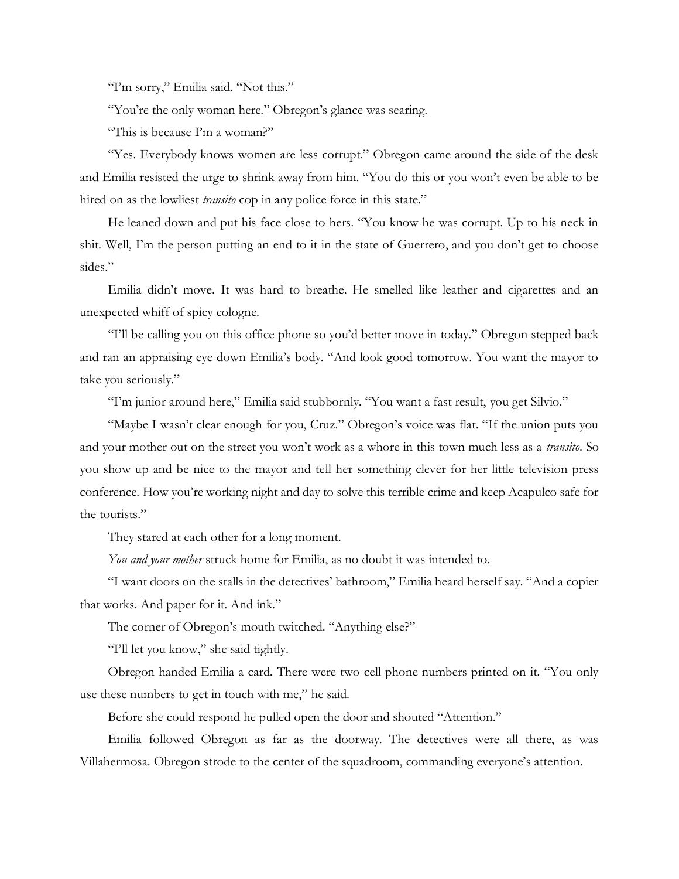"I'm sorry," Emilia said. "Not this."

"You're the only woman here." Obregon's glance was searing.

"This is because I'm a woman?"

"Yes. Everybody knows women are less corrupt." Obregon came around the side of the desk and Emilia resisted the urge to shrink away from him. "You do this or you won't even be able to be hired on as the lowliest *transito* cop in any police force in this state."

He leaned down and put his face close to hers. "You know he was corrupt. Up to his neck in shit. Well, I'm the person putting an end to it in the state of Guerrero, and you don't get to choose sides."

Emilia didn't move. It was hard to breathe. He smelled like leather and cigarettes and an unexpected whiff of spicy cologne.

"I'll be calling you on this office phone so you'd better move in today." Obregon stepped back and ran an appraising eye down Emilia's body. "And look good tomorrow. You want the mayor to take you seriously."

"I'm junior around here," Emilia said stubbornly. "You want a fast result, you get Silvio."

"Maybe I wasn't clear enough for you, Cruz." Obregon's voice was flat. "If the union puts you and your mother out on the street you won't work as a whore in this town much less as a *transito*. So you show up and be nice to the mayor and tell her something clever for her little television press conference. How you're working night and day to solve this terrible crime and keep Acapulco safe for the tourists."

They stared at each other for a long moment.

*You and your mother* struck home for Emilia, as no doubt it was intended to.

"I want doors on the stalls in the detectives' bathroom," Emilia heard herself say. "And a copier that works. And paper for it. And ink."

The corner of Obregon's mouth twitched. "Anything else?"

"I'll let you know," she said tightly.

Obregon handed Emilia a card. There were two cell phone numbers printed on it. "You only use these numbers to get in touch with me," he said.

Before she could respond he pulled open the door and shouted "Attention."

Emilia followed Obregon as far as the doorway. The detectives were all there, as was Villahermosa. Obregon strode to the center of the squadroom, commanding everyone's attention.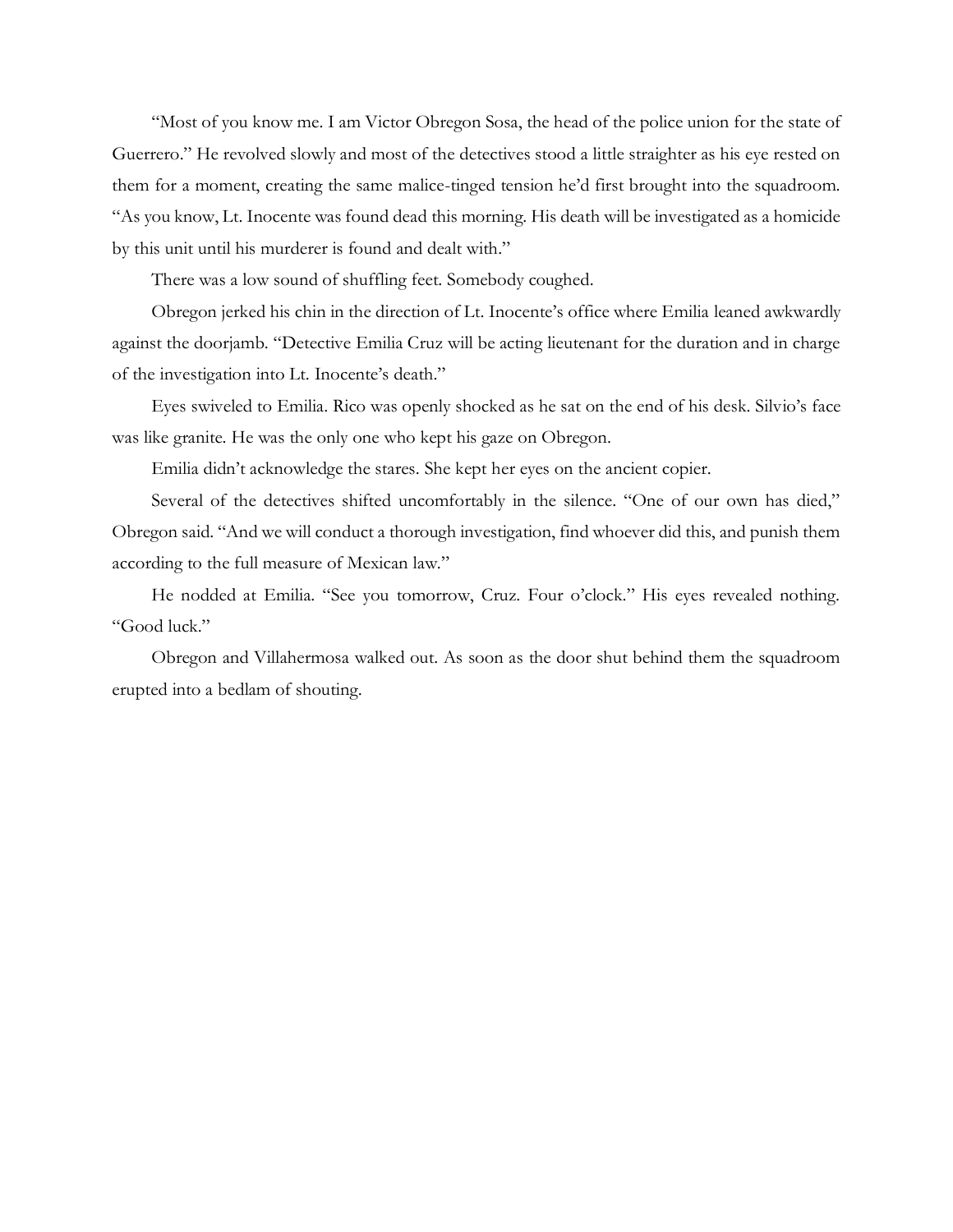"Most of you know me. I am Victor Obregon Sosa, the head of the police union for the state of Guerrero." He revolved slowly and most of the detectives stood a little straighter as his eye rested on them for a moment, creating the same malice-tinged tension he'd first brought into the squadroom. "As you know, Lt. Inocente was found dead this morning. His death will be investigated as a homicide by this unit until his murderer is found and dealt with."

There was a low sound of shuffling feet. Somebody coughed.

Obregon jerked his chin in the direction of Lt. Inocente's office where Emilia leaned awkwardly against the doorjamb. "Detective Emilia Cruz will be acting lieutenant for the duration and in charge of the investigation into Lt. Inocente's death."

Eyes swiveled to Emilia. Rico was openly shocked as he sat on the end of his desk. Silvio's face was like granite. He was the only one who kept his gaze on Obregon.

Emilia didn't acknowledge the stares. She kept her eyes on the ancient copier.

Several of the detectives shifted uncomfortably in the silence. "One of our own has died," Obregon said. "And we will conduct a thorough investigation, find whoever did this, and punish them according to the full measure of Mexican law."

He nodded at Emilia. "See you tomorrow, Cruz. Four o'clock." His eyes revealed nothing. "Good luck."

Obregon and Villahermosa walked out. As soon as the door shut behind them the squadroom erupted into a bedlam of shouting.